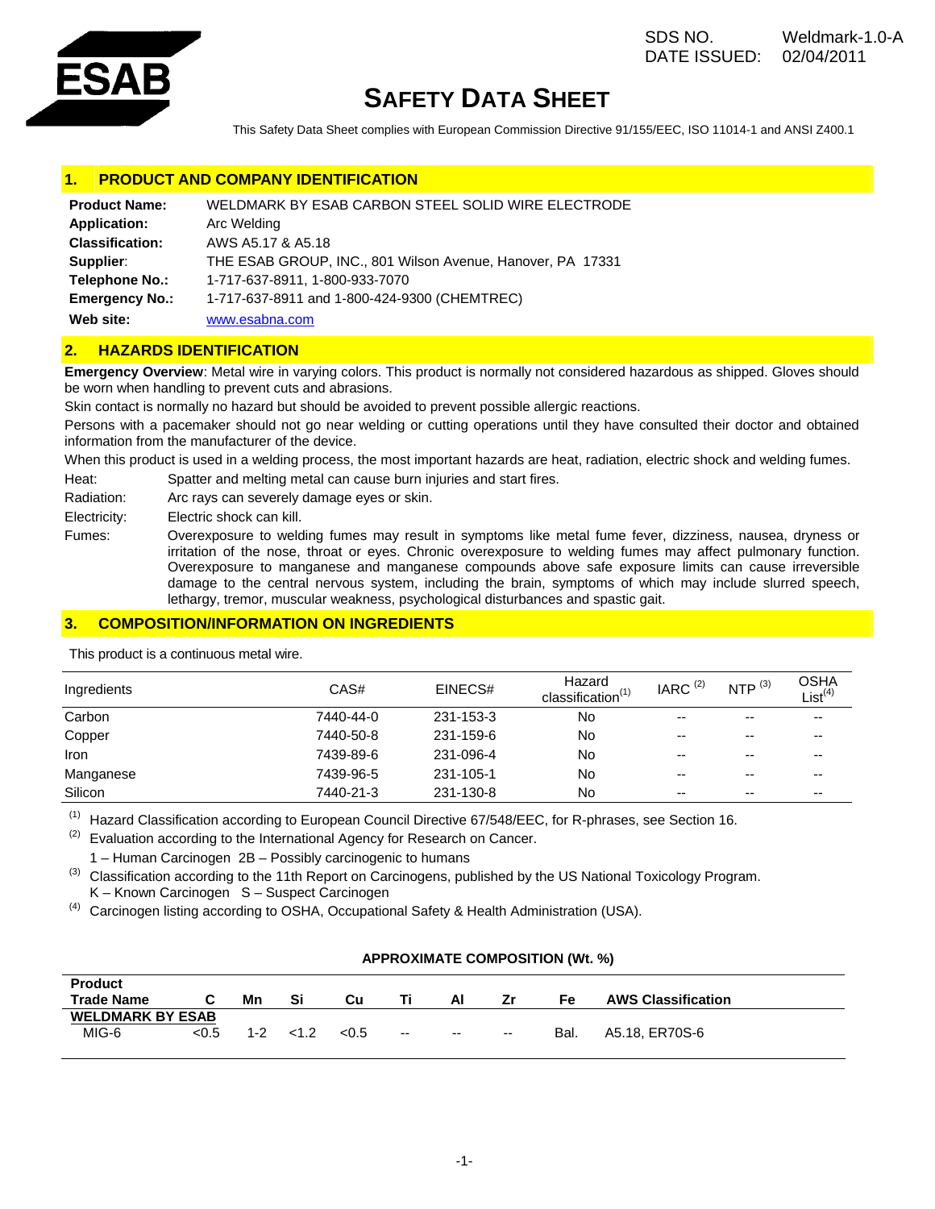ESAB

SDS NO. Weldmark-1.0-A
DATE ISSUED: 02/04/2011

# SAFETY DATA SHEET

This Safety Data Sheet complies with European Commission Directive 91/155/EEC, ISO 11014-1 and ANSI Z400.1

## 1. PRODUCT AND COMPANY IDENTIFICATION

| | |
|---|---|
| **Product Name:** | WELDMARK BY ESAB CARBON STEEL SOLID WIRE ELECTRODE |
| **Application:** | Arc Welding |
| **Classification:** | AWS A5.17 & A5.18 |
| **Supplier**: | THE ESAB GROUP, INC., 801 Wilson Avenue, Hanover, PA 17331 |
| **Telephone No.:** | 1-717-637-8911, 1-800-933-7070 |
| **Emergency No.:** | 1-717-637-8911 and 1-800-424-9300 (CHEMTREC) |
| **Web site:** | www.esabna.com |

## 2. HAZARDS IDENTIFICATION

**Emergency Overview**: Metal wire in varying colors. This product is normally not considered hazardous as shipped. Gloves should be worn when handling to prevent cuts and abrasions.

Skin contact is normally no hazard but should be avoided to prevent possible allergic reactions.

Persons with a pacemaker should not go near welding or cutting operations until they have consulted their doctor and obtained information from the manufacturer of the device.

When this product is used in a welding process, the most important hazards are heat, radiation, electric shock and welding fumes.

Heat: Spatter and melting metal can cause burn injuries and start fires.

Radiation: Arc rays can severely damage eyes or skin.

Electricity: Electric shock can kill.

Fumes: Overexposure to welding fumes may result in symptoms like metal fume fever, dizziness, nausea, dryness or irritation of the nose, throat or eyes. Chronic overexposure to welding fumes may affect pulmonary function. Overexposure to manganese and manganese compounds above safe exposure limits can cause irreversible damage to the central nervous system, including the brain, symptoms of which may include slurred speech, lethargy, tremor, muscular weakness, psychological disturbances and spastic gait.

## 3. COMPOSITION/INFORMATION ON INGREDIENTS

This product is a continuous metal wire.

| Ingredients | CAS# | EINECS# | Hazard classification(1) | IARC (2) | NTP (3) | OSHA List(4) |
|---|---|---|---|---|---|---|
| Carbon | 7440-44-0 | 231-153-3 | No | -- | -- | -- |
| Copper | 7440-50-8 | 231-159-6 | No | -- | -- | -- |
| Iron | 7439-89-6 | 231-096-4 | No | -- | -- | -- |
| Manganese | 7439-96-5 | 231-105-1 | No | -- | -- | -- |
| Silicon | 7440-21-3 | 231-130-8 | No | -- | -- | -- |

(1) Hazard Classification according to European Council Directive 67/548/EEC, for R-phrases, see Section 16.

(2) Evaluation according to the International Agency for Research on Cancer.
1 – Human Carcinogen 2B – Possibly carcinogenic to humans

(3) Classification according to the 11th Report on Carcinogens, published by the US National Toxicology Program.
K – Known Carcinogen S – Suspect Carcinogen

(4) Carcinogen listing according to OSHA, Occupational Safety & Health Administration (USA).

**APPROXIMATE COMPOSITION (Wt. %)**

| Product Trade Name | C | Mn | Si | Cu | Ti | Al | Zr | Fe | AWS Classification |
|---|---|---|---|---|---|---|---|---|---|
| **WELDMARK BY ESAB** | | | | | | | | | |
| MIG-6 | <0.5 | 1-2 | <1.2 | <0.5 | -- | -- | -- | Bal. | A5.18, ER70S-6 |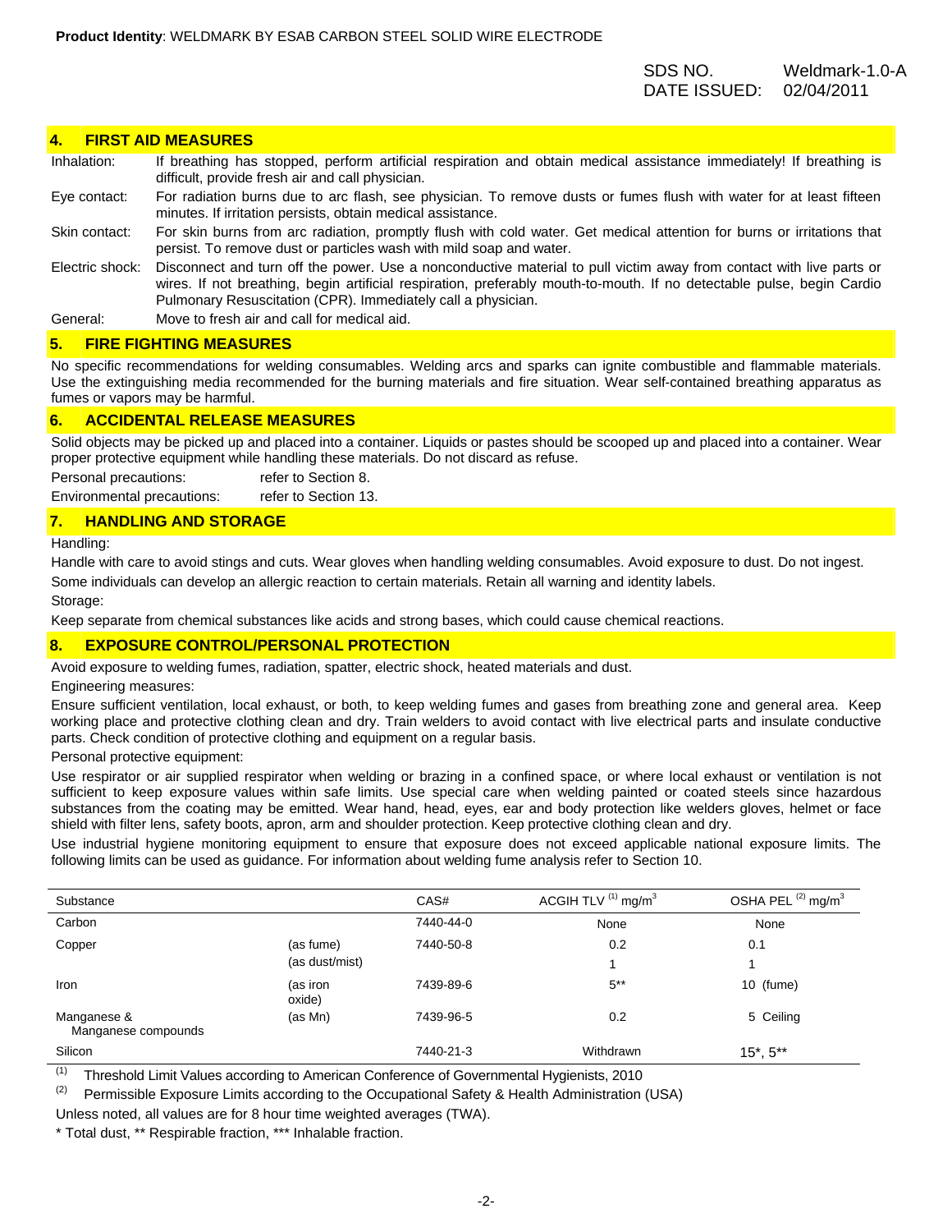## 4. FIRST AID MEASURES

Inhalation: If breathing has stopped, perform artificial respiration and obtain medical assistance immediately! If breathing is difficult, provide fresh air and call physician.

Eye contact: For radiation burns due to arc flash, see physician. To remove dusts or fumes flush with water for at least fifteen minutes. If irritation persists, obtain medical assistance.

Skin contact: For skin burns from arc radiation, promptly flush with cold water. Get medical attention for burns or irritations that persist. To remove dust or particles wash with mild soap and water.

Electric shock: Disconnect and turn off the power. Use a nonconductive material to pull victim away from contact with live parts or wires. If not breathing, begin artificial respiration, preferably mouth-to-mouth. If no detectable pulse, begin Cardio Pulmonary Resuscitation (CPR). Immediately call a physician.

General: Move to fresh air and call for medical aid.

## 5. FIRE FIGHTING MEASURES

No specific recommendations for welding consumables. Welding arcs and sparks can ignite combustible and flammable materials. Use the extinguishing media recommended for the burning materials and fire situation. Wear self-contained breathing apparatus as fumes or vapors may be harmful.

## 6. ACCIDENTAL RELEASE MEASURES

Solid objects may be picked up and placed into a container. Liquids or pastes should be scooped up and placed into a container. Wear proper protective equipment while handling these materials. Do not discard as refuse.

Personal precautions: refer to Section 8.

Environmental precautions: refer to Section 13.

## 7. HANDLING AND STORAGE

Handling:

Handle with care to avoid stings and cuts. Wear gloves when handling welding consumables. Avoid exposure to dust. Do not ingest.

Some individuals can develop an allergic reaction to certain materials. Retain all warning and identity labels.

Storage:

Keep separate from chemical substances like acids and strong bases, which could cause chemical reactions.

## 8. EXPOSURE CONTROL/PERSONAL PROTECTION

Avoid exposure to welding fumes, radiation, spatter, electric shock, heated materials and dust.

Engineering measures:

Ensure sufficient ventilation, local exhaust, or both, to keep welding fumes and gases from breathing zone and general area. Keep working place and protective clothing clean and dry. Train welders to avoid contact with live electrical parts and insulate conductive parts. Check condition of protective clothing and equipment on a regular basis.

Personal protective equipment:

Use respirator or air supplied respirator when welding or brazing in a confined space, or where local exhaust or ventilation is not sufficient to keep exposure values within safe limits. Use special care when welding painted or coated steels since hazardous substances from the coating may be emitted. Wear hand, head, eyes, ear and body protection like welders gloves, helmet or face shield with filter lens, safety boots, apron, arm and shoulder protection. Keep protective clothing clean and dry.

Use industrial hygiene monitoring equipment to ensure that exposure does not exceed applicable national exposure limits. The following limits can be used as guidance. For information about welding fume analysis refer to Section 10.

| Substance | | CAS# | ACGIH TLV (1) $mg/m^3$ | OSHA PEL (2) $mg/m^3$ |
|---|---|---|---|---|
| Carbon | | 7440-44-0 | None | None |
| Copper | (as fume) | 7440-50-8 | 0.2 | 0.1 |
| | (as dust/mist) | | 1 | 1 |
| Iron | (as iron oxide) | 7439-89-6 | 5** | 10 (fume) |
| Manganese & Manganese compounds | (as Mn) | 7439-96-5 | 0.2 | 5 Ceiling |
| Silicon | | 7440-21-3 | Withdrawn | 15*, 5** |

(1) Threshold Limit Values according to American Conference of Governmental Hygienists, 2010

(2) Permissible Exposure Limits according to the Occupational Safety & Health Administration (USA)

Unless noted, all values are for 8 hour time weighted averages (TWA).

* Total dust, ** Respirable fraction, *** Inhalable fraction.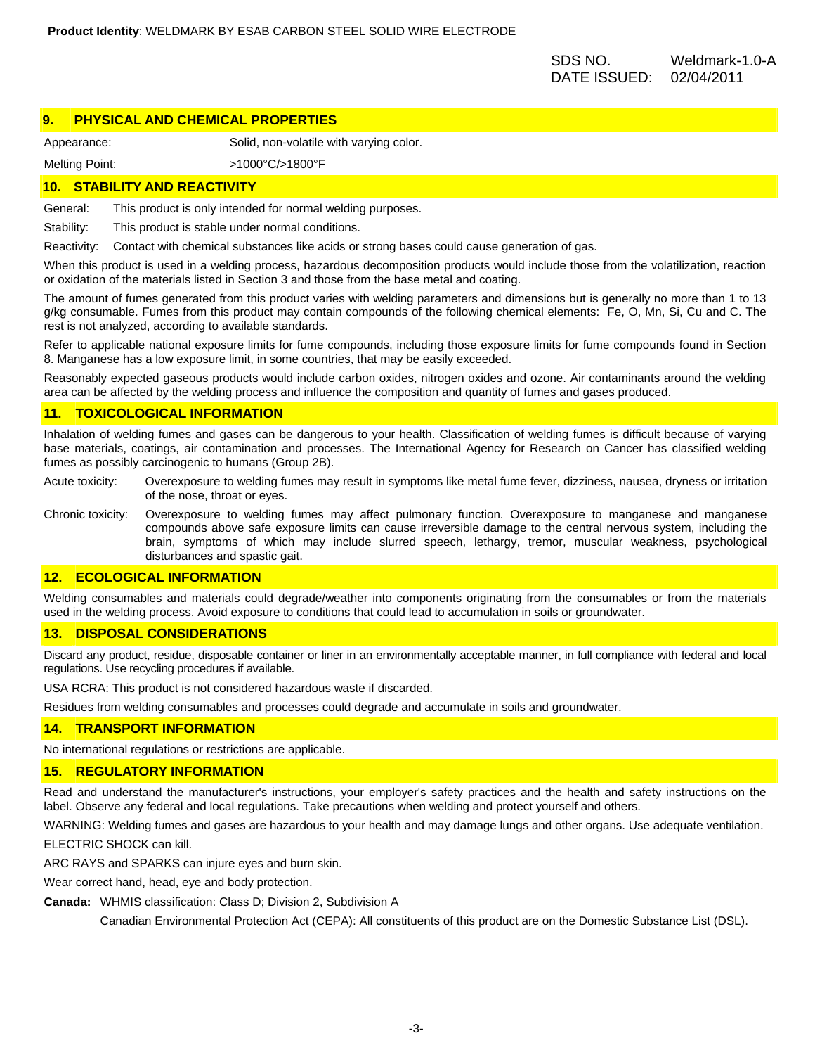**Product Identity**: WELDMARK BY ESAB CARBON STEEL SOLID WIRE ELECTRODE

SDS NO. Weldmark-1.0-A
DATE ISSUED: 02/04/2011

## 9. PHYSICAL AND CHEMICAL PROPERTIES

| | |
|---|---|
| Appearance: | Solid, non-volatile with varying color. |
| Melting Point: | >1000°C/>1800°F |

## 10. STABILITY AND REACTIVITY

General: This product is only intended for normal welding purposes.

Stability: This product is stable under normal conditions.

Reactivity: Contact with chemical substances like acids or strong bases could cause generation of gas.

When this product is used in a welding process, hazardous decomposition products would include those from the volatilization, reaction or oxidation of the materials listed in Section 3 and those from the base metal and coating.

The amount of fumes generated from this product varies with welding parameters and dimensions but is generally no more than 1 to 13 g/kg consumable. Fumes from this product may contain compounds of the following chemical elements: Fe, O, Mn, Si, Cu and C. The rest is not analyzed, according to available standards.

Refer to applicable national exposure limits for fume compounds, including those exposure limits for fume compounds found in Section 8. Manganese has a low exposure limit, in some countries, that may be easily exceeded.

Reasonably expected gaseous products would include carbon oxides, nitrogen oxides and ozone. Air contaminants around the welding area can be affected by the welding process and influence the composition and quantity of fumes and gases produced.

## 11. TOXICOLOGICAL INFORMATION

Inhalation of welding fumes and gases can be dangerous to your health. Classification of welding fumes is difficult because of varying base materials, coatings, air contamination and processes. The International Agency for Research on Cancer has classified welding fumes as possibly carcinogenic to humans (Group 2B).

Acute toxicity: Overexposure to welding fumes may result in symptoms like metal fume fever, dizziness, nausea, dryness or irritation of the nose, throat or eyes.

Chronic toxicity: Overexposure to welding fumes may affect pulmonary function. Overexposure to manganese and manganese compounds above safe exposure limits can cause irreversible damage to the central nervous system, including the brain, symptoms of which may include slurred speech, lethargy, tremor, muscular weakness, psychological disturbances and spastic gait.

## 12. ECOLOGICAL INFORMATION

Welding consumables and materials could degrade/weather into components originating from the consumables or from the materials used in the welding process. Avoid exposure to conditions that could lead to accumulation in soils or groundwater.

## 13. DISPOSAL CONSIDERATIONS

Discard any product, residue, disposable container or liner in an environmentally acceptable manner, in full compliance with federal and local regulations. Use recycling procedures if available.

USA RCRA: This product is not considered hazardous waste if discarded.

Residues from welding consumables and processes could degrade and accumulate in soils and groundwater.

## 14. TRANSPORT INFORMATION

No international regulations or restrictions are applicable.

## 15. REGULATORY INFORMATION

Read and understand the manufacturer's instructions, your employer's safety practices and the health and safety instructions on the label. Observe any federal and local regulations. Take precautions when welding and protect yourself and others.

WARNING: Welding fumes and gases are hazardous to your health and may damage lungs and other organs. Use adequate ventilation.

ELECTRIC SHOCK can kill.

ARC RAYS and SPARKS can injure eyes and burn skin.

Wear correct hand, head, eye and body protection.

**Canada:** WHMIS classification: Class D; Division 2, Subdivision A

Canadian Environmental Protection Act (CEPA): All constituents of this product are on the Domestic Substance List (DSL).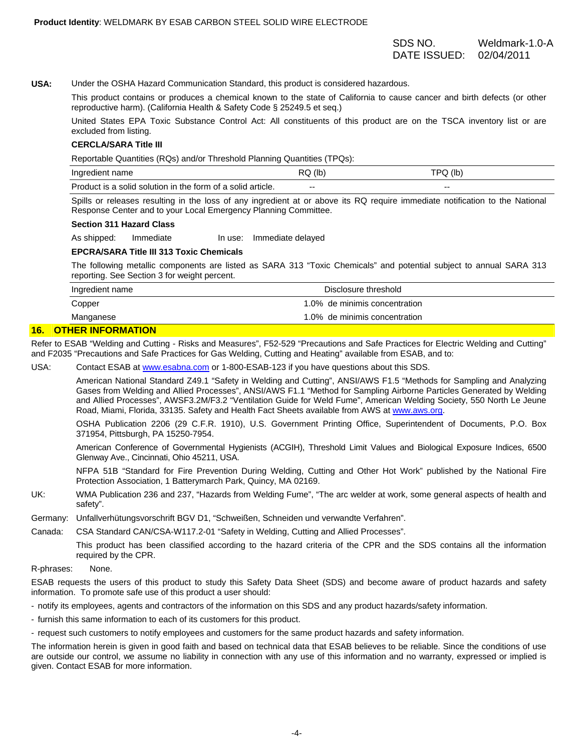**Product Identity**: WELDMARK BY ESAB CARBON STEEL SOLID WIRE ELECTRODE

SDS NO. Weldmark-1.0-A
DATE ISSUED: 02/04/2011

**USA:** Under the OSHA Hazard Communication Standard, this product is considered hazardous.

This product contains or produces a chemical known to the state of California to cause cancer and birth defects (or other reproductive harm). (California Health & Safety Code § 25249.5 et seq.)

United States EPA Toxic Substance Control Act: All constituents of this product are on the TSCA inventory list or are excluded from listing.

**CERCLA/SARA Title III**

Reportable Quantities (RQs) and/or Threshold Planning Quantities (TPQs):

| Ingredient name | RQ (lb) | TPQ (lb) |
|---|---|---|
| Product is a solid solution in the form of a solid article. | -- | -- |

Spills or releases resulting in the loss of any ingredient at or above its RQ require immediate notification to the National Response Center and to your Local Emergency Planning Committee.

**Section 311 Hazard Class**

As shipped: Immediate In use: Immediate delayed

**EPCRA/SARA Title III 313 Toxic Chemicals**

The following metallic components are listed as SARA 313 "Toxic Chemicals" and potential subject to annual SARA 313 reporting. See Section 3 for weight percent.

| Ingredient name | Disclosure threshold |
|---|---|
| Copper | 1.0% de minimis concentration |
| Manganese | 1.0% de minimis concentration |

## 16. OTHER INFORMATION

Refer to ESAB "Welding and Cutting - Risks and Measures", F52-529 "Precautions and Safe Practices for Electric Welding and Cutting" and F2035 "Precautions and Safe Practices for Gas Welding, Cutting and Heating" available from ESAB, and to:

USA: Contact ESAB at www.esabna.com or 1-800-ESAB-123 if you have questions about this SDS.

American National Standard Z49.1 "Safety in Welding and Cutting", ANSI/AWS F1.5 "Methods for Sampling and Analyzing Gases from Welding and Allied Processes", ANSI/AWS F1.1 "Method for Sampling Airborne Particles Generated by Welding and Allied Processes", AWSF3.2M/F3.2 "Ventilation Guide for Weld Fume", American Welding Society, 550 North Le Jeune Road, Miami, Florida, 33135. Safety and Health Fact Sheets available from AWS at www.aws.org.

OSHA Publication 2206 (29 C.F.R. 1910), U.S. Government Printing Office, Superintendent of Documents, P.O. Box 371954, Pittsburgh, PA 15250-7954.

American Conference of Governmental Hygienists (ACGIH), Threshold Limit Values and Biological Exposure Indices, 6500 Glenway Ave., Cincinnati, Ohio 45211, USA.

NFPA 51B "Standard for Fire Prevention During Welding, Cutting and Other Hot Work" published by the National Fire Protection Association, 1 Batterymarch Park, Quincy, MA 02169.

UK: WMA Publication 236 and 237, "Hazards from Welding Fume", "The arc welder at work, some general aspects of health and safety".

Germany: Unfallverhütungsvorschrift BGV D1, "Schweißen, Schneiden und verwandte Verfahren".

Canada: CSA Standard CAN/CSA-W117.2-01 "Safety in Welding, Cutting and Allied Processes".

This product has been classified according to the hazard criteria of the CPR and the SDS contains all the information required by the CPR.

R-phrases: None.

ESAB requests the users of this product to study this Safety Data Sheet (SDS) and become aware of product hazards and safety information. To promote safe use of this product a user should:

- notify its employees, agents and contractors of the information on this SDS and any product hazards/safety information.
- furnish this same information to each of its customers for this product.
- request such customers to notify employees and customers for the same product hazards and safety information.

The information herein is given in good faith and based on technical data that ESAB believes to be reliable. Since the conditions of use are outside our control, we assume no liability in connection with any use of this information and no warranty, expressed or implied is given. Contact ESAB for more information.